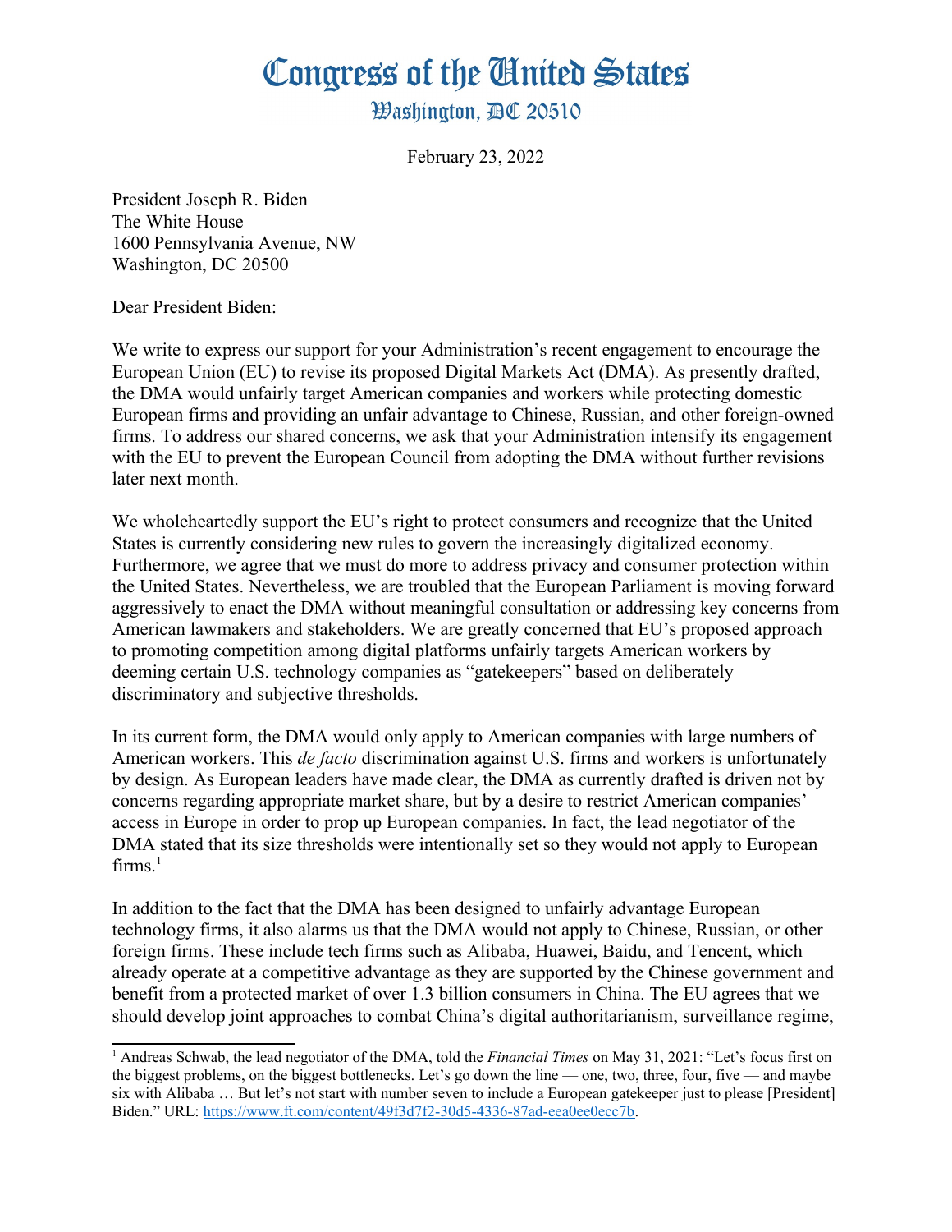# Congress of the United States

## Washington, DC 20510

February 23, 2022

President Joseph R. Biden
The White House
1600 Pennsylvania Avenue, NW
Washington, DC 20500

Dear President Biden:

We write to express our support for your Administration's recent engagement to encourage the European Union (EU) to revise its proposed Digital Markets Act (DMA). As presently drafted, the DMA would unfairly target American companies and workers while protecting domestic European firms and providing an unfair advantage to Chinese, Russian, and other foreign-owned firms. To address our shared concerns, we ask that your Administration intensify its engagement with the EU to prevent the European Council from adopting the DMA without further revisions later next month.

We wholeheartedly support the EU's right to protect consumers and recognize that the United States is currently considering new rules to govern the increasingly digitalized economy. Furthermore, we agree that we must do more to address privacy and consumer protection within the United States. Nevertheless, we are troubled that the European Parliament is moving forward aggressively to enact the DMA without meaningful consultation or addressing key concerns from American lawmakers and stakeholders. We are greatly concerned that EU's proposed approach to promoting competition among digital platforms unfairly targets American workers by deeming certain U.S. technology companies as "gatekeepers" based on deliberately discriminatory and subjective thresholds.

In its current form, the DMA would only apply to American companies with large numbers of American workers. This *de facto* discrimination against U.S. firms and workers is unfortunately by design. As European leaders have made clear, the DMA as currently drafted is driven not by concerns regarding appropriate market share, but by a desire to restrict American companies' access in Europe in order to prop up European companies. In fact, the lead negotiator of the DMA stated that its size thresholds were intentionally set so they would not apply to European firms.[1]

In addition to the fact that the DMA has been designed to unfairly advantage European technology firms, it also alarms us that the DMA would not apply to Chinese, Russian, or other foreign firms. These include tech firms such as Alibaba, Huawei, Baidu, and Tencent, which already operate at a competitive advantage as they are supported by the Chinese government and benefit from a protected market of over 1.3 billion consumers in China. The EU agrees that we should develop joint approaches to combat China's digital authoritarianism, surveillance regime,

---

[1] Andreas Schwab, the lead negotiator of the DMA, told the *Financial Times* on May 31, 2021: "Let's focus first on the biggest problems, on the biggest bottlenecks. Let's go down the line — one, two, three, four, five — and maybe six with Alibaba … But let's not start with number seven to include a European gatekeeper just to please [President] Biden." URL: https://www.ft.com/content/49f3d7f2-30d5-4336-87ad-eea0ee0ecc7b.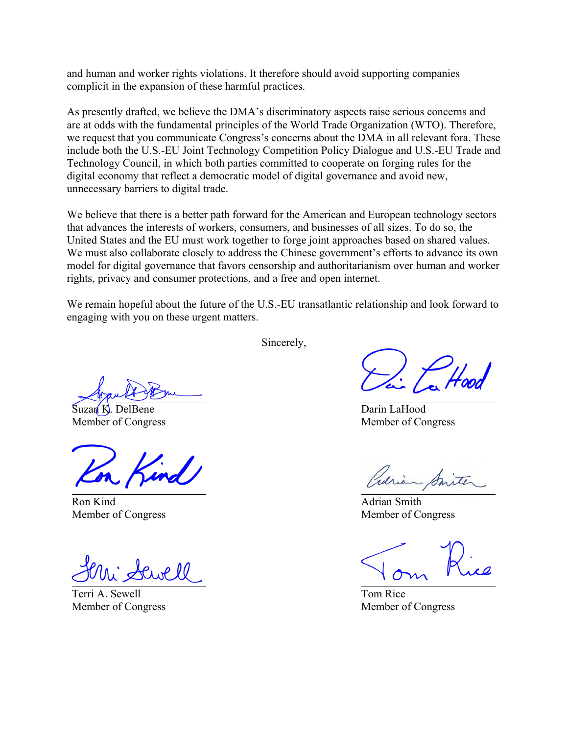and human and worker rights violations. It therefore should avoid supporting companies complicit in the expansion of these harmful practices.

As presently drafted, we believe the DMA's discriminatory aspects raise serious concerns and are at odds with the fundamental principles of the World Trade Organization (WTO). Therefore, we request that you communicate Congress's concerns about the DMA in all relevant fora. These include both the U.S.-EU Joint Technology Competition Policy Dialogue and U.S.-EU Trade and Technology Council, in which both parties committed to cooperate on forging rules for the digital economy that reflect a democratic model of digital governance and avoid new, unnecessary barriers to digital trade.

We believe that there is a better path forward for the American and European technology sectors that advances the interests of workers, consumers, and businesses of all sizes. To do so, the United States and the EU must work together to forge joint approaches based on shared values. We must also collaborate closely to address the Chinese government's efforts to advance its own model for digital governance that favors censorship and authoritarianism over human and worker rights, privacy and consumer protections, and a free and open internet.

We remain hopeful about the future of the U.S.-EU transatlantic relationship and look forward to engaging with you on these urgent matters.

Sincerely,

Suzan K. DelBene
Member of Congress

Darin LaHood
Member of Congress

Ron Kind
Member of Congress

Adrian Smith
Member of Congress

Terri A. Sewell
Member of Congress

Tom Rice
Member of Congress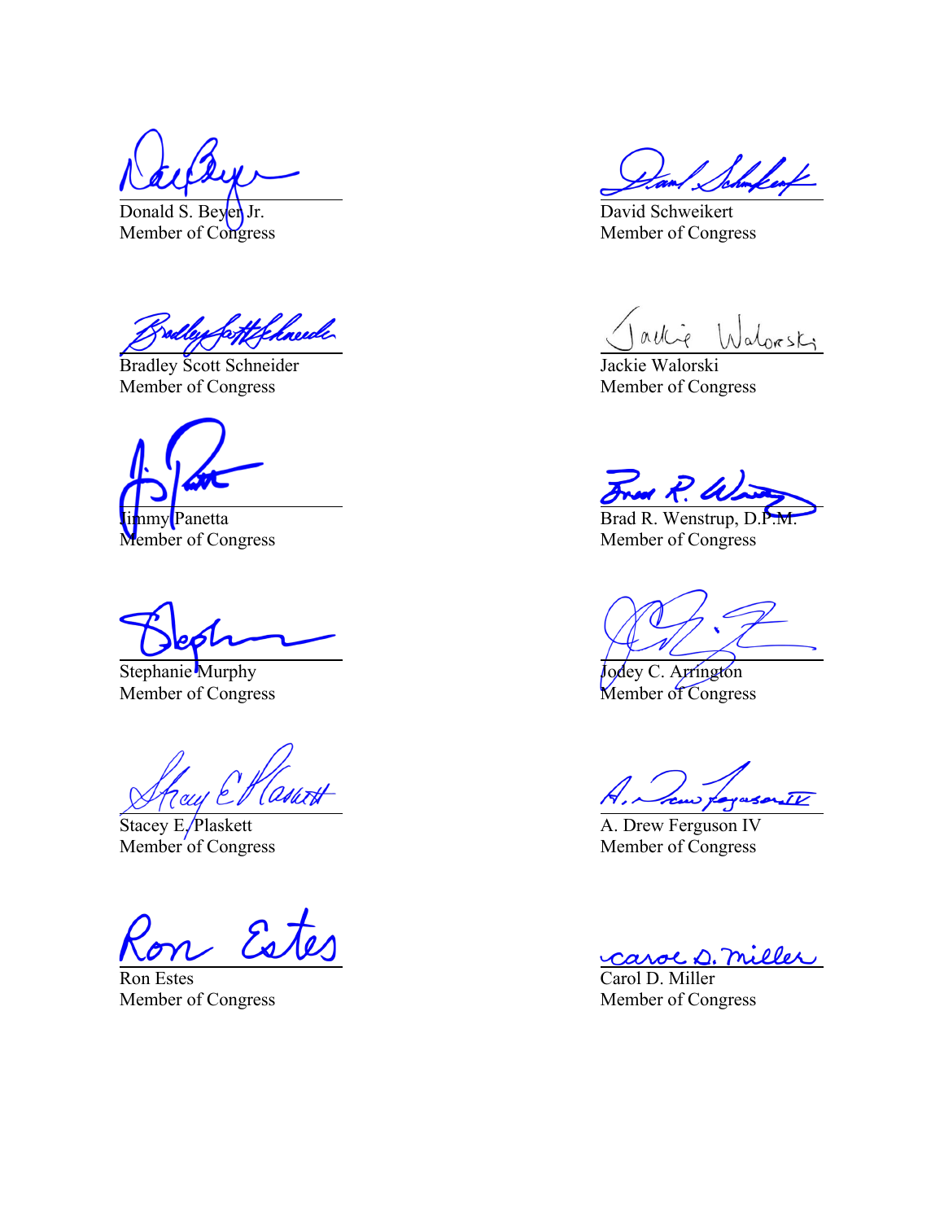Donald S. Beyer Jr.
Member of Congress

David Schweikert
Member of Congress

Bradley Scott Schneider
Member of Congress

Jackie Walorski
Member of Congress

Jimmy Panetta
Member of Congress

Brad R. Wenstrup, D.P.M.
Member of Congress

Stephanie Murphy
Member of Congress

Jodey C. Arrington
Member of Congress

Stacey E. Plaskett
Member of Congress

A. Drew Ferguson IV
Member of Congress

Ron Estes
Member of Congress

Carol D. Miller
Member of Congress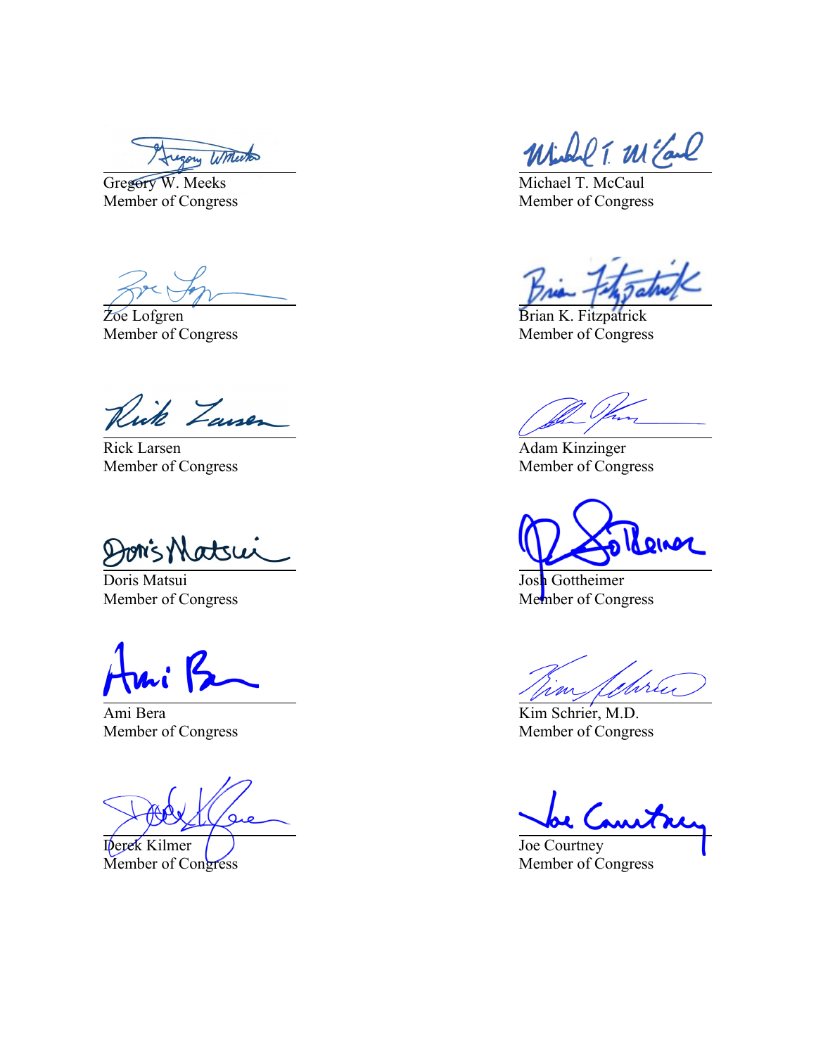Gregory W. Meeks
Member of Congress

Michael T. McCaul
Member of Congress

Zoe Lofgren
Member of Congress

Brian K. Fitzpatrick
Member of Congress

Rick Larsen
Member of Congress

Adam Kinzinger
Member of Congress

Doris Matsui
Member of Congress

Josh Gottheimer
Member of Congress

Ami Bera
Member of Congress

Kim Schrier, M.D.
Member of Congress

Derek Kilmer
Member of Congress

Joe Courtney
Member of Congress